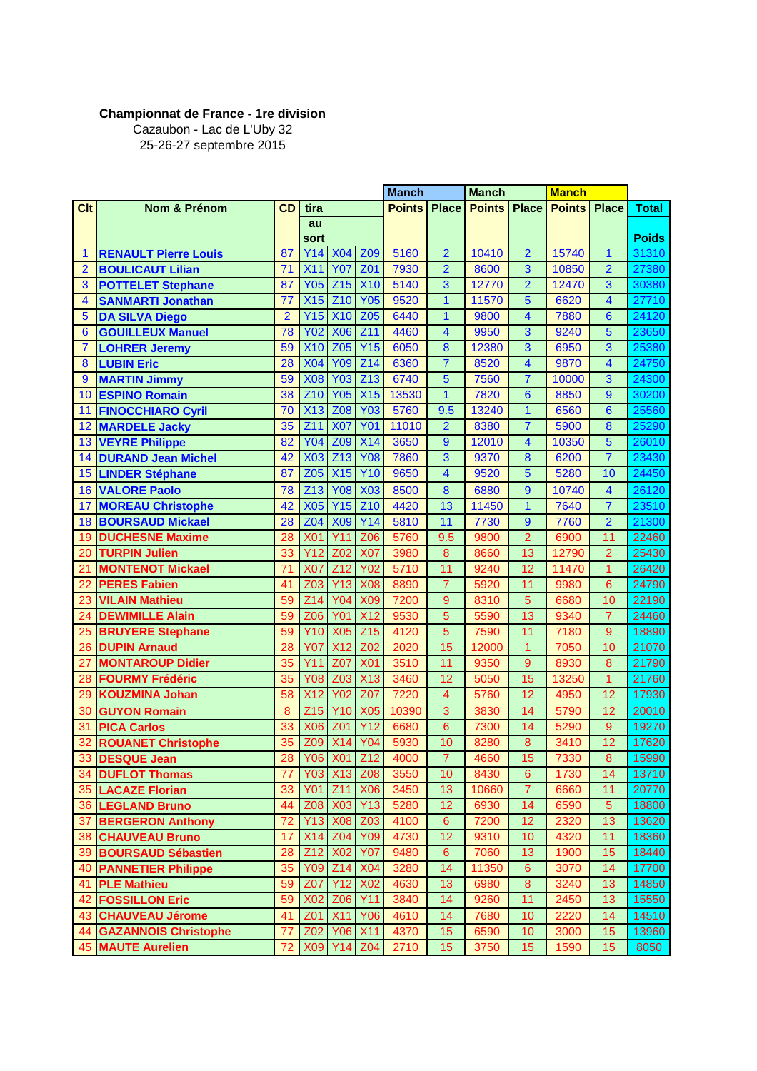**Championnat de France - 1re division**

Cazaubon - Lac de L'Uby 32

25-26-27 septembre 2015

| | | | | | | Manch | | Manch | | Manch | | |
|---|---|---|---|---|---|---|---|---|---|---|---|---|
| Clt | Nom & Prénom | CD | tira au sort | | | Points | Place | Points | Place | Points | Place | Total Poids |
| 1 | RENAULT Pierre Louis | 87 | Y14 | X04 | Z09 | 5160 | 2 | 10410 | 2 | 15740 | 1 | 31310 |
| 2 | BOULICAUT Lilian | 71 | X11 | Y07 | Z01 | 7930 | 2 | 8600 | 3 | 10850 | 2 | 27380 |
| 3 | POTTELET Stephane | 87 | Y05 | Z15 | X10 | 5140 | 3 | 12770 | 2 | 12470 | 3 | 30380 |
| 4 | SANMARTI Jonathan | 77 | X15 | Z10 | Y05 | 9520 | 1 | 11570 | 5 | 6620 | 4 | 27710 |
| 5 | DA SILVA Diego | 2 | Y15 | X10 | Z05 | 6440 | 1 | 9800 | 4 | 7880 | 6 | 24120 |
| 6 | GOUILLEUX Manuel | 78 | Y02 | X06 | Z11 | 4460 | 4 | 9950 | 3 | 9240 | 5 | 23650 |
| 7 | LOHRER Jeremy | 59 | X10 | Z05 | Y15 | 6050 | 8 | 12380 | 3 | 6950 | 3 | 25380 |
| 8 | LUBIN Eric | 28 | X04 | Y09 | Z14 | 6360 | 7 | 8520 | 4 | 9870 | 4 | 24750 |
| 9 | MARTIN Jimmy | 59 | X08 | Y03 | Z13 | 6740 | 5 | 7560 | 7 | 10000 | 3 | 24300 |
| 10 | ESPINO Romain | 38 | Z10 | Y05 | X15 | 13530 | 1 | 7820 | 6 | 8850 | 9 | 30200 |
| 11 | FINOCCHIARO Cyril | 70 | X13 | Z08 | Y03 | 5760 | 9.5 | 13240 | 1 | 6560 | 6 | 25560 |
| 12 | MARDELE Jacky | 35 | Z11 | X07 | Y01 | 11010 | 2 | 8380 | 7 | 5900 | 8 | 25290 |
| 13 | VEYRE Philippe | 82 | Y04 | Z09 | X14 | 3650 | 9 | 12010 | 4 | 10350 | 5 | 26010 |
| 14 | DURAND Jean Michel | 42 | X03 | Z13 | Y08 | 7860 | 3 | 9370 | 8 | 6200 | 7 | 23430 |
| 15 | LINDER Stéphane | 87 | Z05 | X15 | Y10 | 9650 | 4 | 9520 | 5 | 5280 | 10 | 24450 |
| 16 | VALORE Paolo | 78 | Z13 | Y08 | X03 | 8500 | 8 | 6880 | 9 | 10740 | 4 | 26120 |
| 17 | MOREAU Christophe | 42 | X05 | Y15 | Z10 | 4420 | 13 | 11450 | 1 | 7640 | 7 | 23510 |
| 18 | BOURSAUD Mickael | 28 | Z04 | X09 | Y14 | 5810 | 11 | 7730 | 9 | 7760 | 2 | 21300 |
| 19 | DUCHESNE Maxime | 28 | X01 | Y11 | Z06 | 5760 | 9.5 | 9800 | 2 | 6900 | 11 | 22460 |
| 20 | TURPIN Julien | 33 | Y12 | Z02 | X07 | 3980 | 8 | 8660 | 13 | 12790 | 2 | 25430 |
| 21 | MONTENOT Mickael | 71 | X07 | Z12 | Y02 | 5710 | 11 | 9240 | 12 | 11470 | 1 | 26420 |
| 22 | PERES Fabien | 41 | Z03 | Y13 | X08 | 8890 | 7 | 5920 | 11 | 9980 | 6 | 24790 |
| 23 | VILAIN Mathieu | 59 | Z14 | Y04 | X09 | 7200 | 9 | 8310 | 5 | 6680 | 10 | 22190 |
| 24 | DEWIMILLE Alain | 59 | Z06 | Y01 | X12 | 9530 | 5 | 5590 | 13 | 9340 | 7 | 24460 |
| 25 | BRUYERE Stephane | 59 | Y10 | X05 | Z15 | 4120 | 5 | 7590 | 11 | 7180 | 9 | 18890 |
| 26 | DUPIN Arnaud | 28 | Y07 | X12 | Z02 | 2020 | 15 | 12000 | 1 | 7050 | 10 | 21070 |
| 27 | MONTAROUP Didier | 35 | Y11 | Z07 | X01 | 3510 | 11 | 9350 | 9 | 8930 | 8 | 21790 |
| 28 | FOURMY Frédéric | 35 | Y08 | Z03 | X13 | 3460 | 12 | 5050 | 15 | 13250 | 1 | 21760 |
| 29 | KOUZMINA Johan | 58 | X12 | Y02 | Z07 | 7220 | 4 | 5760 | 12 | 4950 | 12 | 17930 |
| 30 | GUYON Romain | 8 | Z15 | Y10 | X05 | 10390 | 3 | 3830 | 14 | 5790 | 12 | 20010 |
| 31 | PICA Carlos | 33 | X06 | Z01 | Y12 | 6680 | 6 | 7300 | 14 | 5290 | 9 | 19270 |
| 32 | ROUANET Christophe | 35 | Z09 | X14 | Y04 | 5930 | 10 | 8280 | 8 | 3410 | 12 | 17620 |
| 33 | DESQUE Jean | 28 | Y06 | X01 | Z12 | 4000 | 7 | 4660 | 15 | 7330 | 8 | 15990 |
| 34 | DUFLOT Thomas | 77 | Y03 | X13 | Z08 | 3550 | 10 | 8430 | 6 | 1730 | 14 | 13710 |
| 35 | LACAZE Florian | 33 | Y01 | Z11 | X06 | 3450 | 13 | 10660 | 7 | 6660 | 11 | 20770 |
| 36 | LEGLAND Bruno | 44 | Z08 | X03 | Y13 | 5280 | 12 | 6930 | 14 | 6590 | 5 | 18800 |
| 37 | BERGERON Anthony | 72 | Y13 | X08 | Z03 | 4100 | 6 | 7200 | 12 | 2320 | 13 | 13620 |
| 38 | CHAUVEAU Bruno | 17 | X14 | Z04 | Y09 | 4730 | 12 | 9310 | 10 | 4320 | 11 | 18360 |
| 39 | BOURSAUD Sébastien | 28 | Z12 | X02 | Y07 | 9480 | 6 | 7060 | 13 | 1900 | 15 | 18440 |
| 40 | PANNETIER Philippe | 35 | Y09 | Z14 | X04 | 3280 | 14 | 11350 | 6 | 3070 | 14 | 17700 |
| 41 | PLE Mathieu | 59 | Z07 | Y12 | X02 | 4630 | 13 | 6980 | 8 | 3240 | 13 | 14850 |
| 42 | FOSSILLON Eric | 59 | X02 | Z06 | Y11 | 3840 | 14 | 9260 | 11 | 2450 | 13 | 15550 |
| 43 | CHAUVEAU Jérome | 41 | Z01 | X11 | Y06 | 4610 | 14 | 7680 | 10 | 2220 | 14 | 14510 |
| 44 | GAZANNOIS Christophe | 77 | Z02 | Y06 | X11 | 4370 | 15 | 6590 | 10 | 3000 | 15 | 13960 |
| 45 | MAUTE Aurelien | 72 | X09 | Y14 | Z04 | 2710 | 15 | 3750 | 15 | 1590 | 15 | 8050 |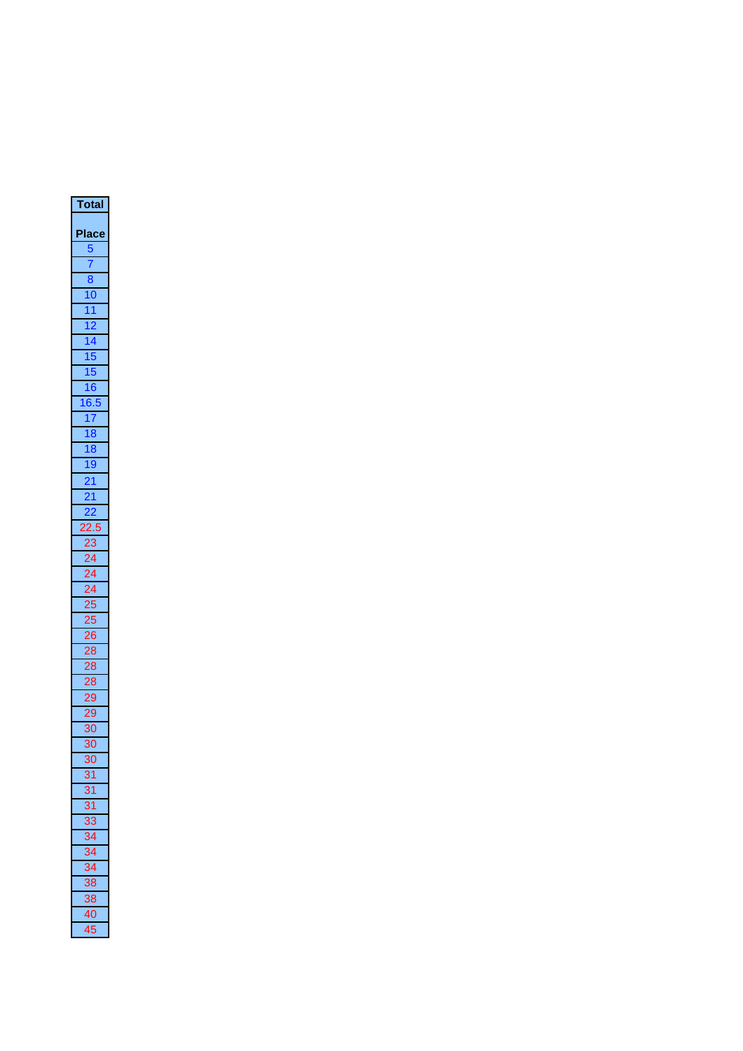| Total |
| --- |
| Place |
| 5 |
| 7 |
| 8 |
| 10 |
| 11 |
| 12 |
| 14 |
| 15 |
| 15 |
| 16 |
| 16.5 |
| 17 |
| 18 |
| 18 |
| 19 |
| 21 |
| 21 |
| 22 |
| 22.5 |
| 23 |
| 24 |
| 24 |
| 24 |
| 25 |
| 25 |
| 26 |
| 28 |
| 28 |
| 28 |
| 29 |
| 29 |
| 30 |
| 30 |
| 30 |
| 31 |
| 31 |
| 31 |
| 33 |
| 34 |
| 34 |
| 34 |
| 38 |
| 38 |
| 40 |
| 45 |